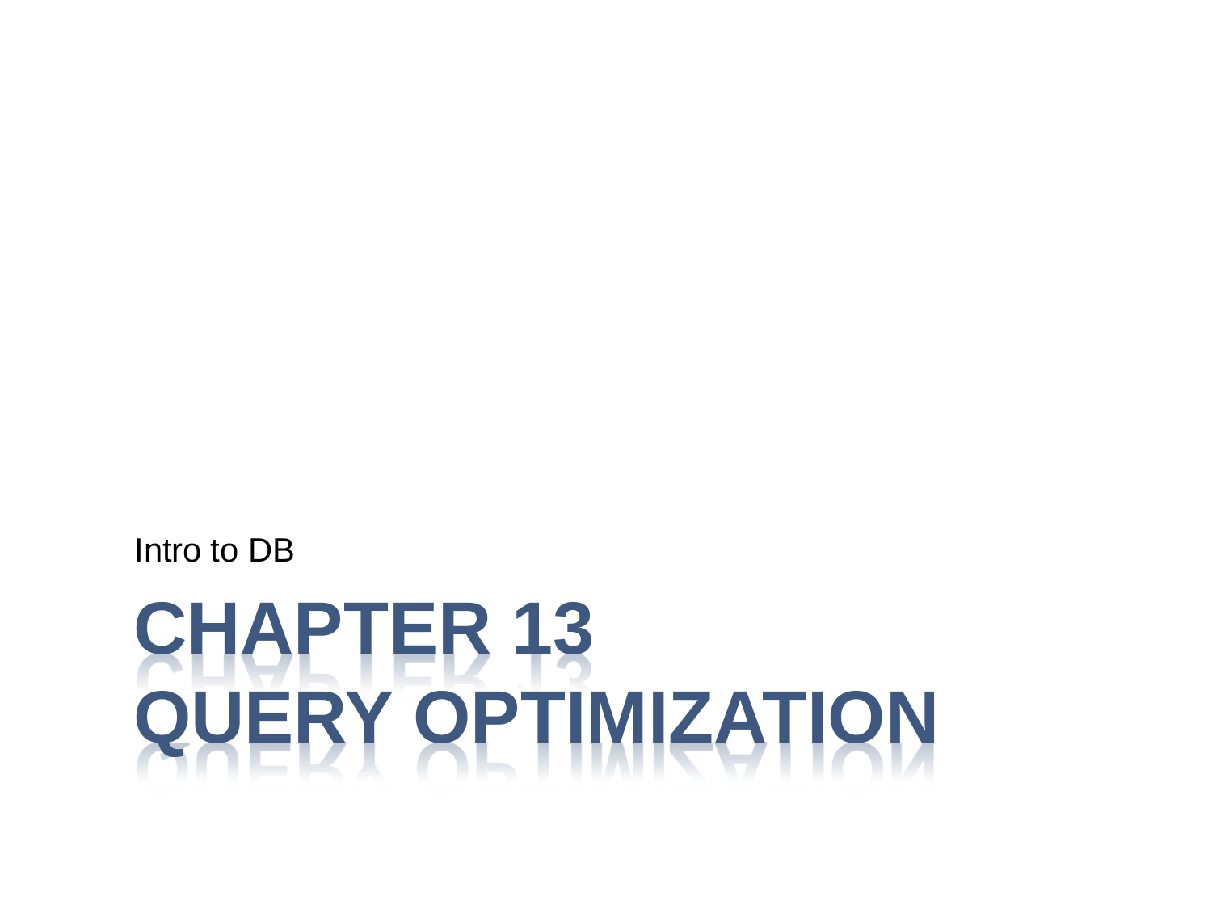Intro to DB

# CHAPTER 13
# QUERY OPTIMIZATION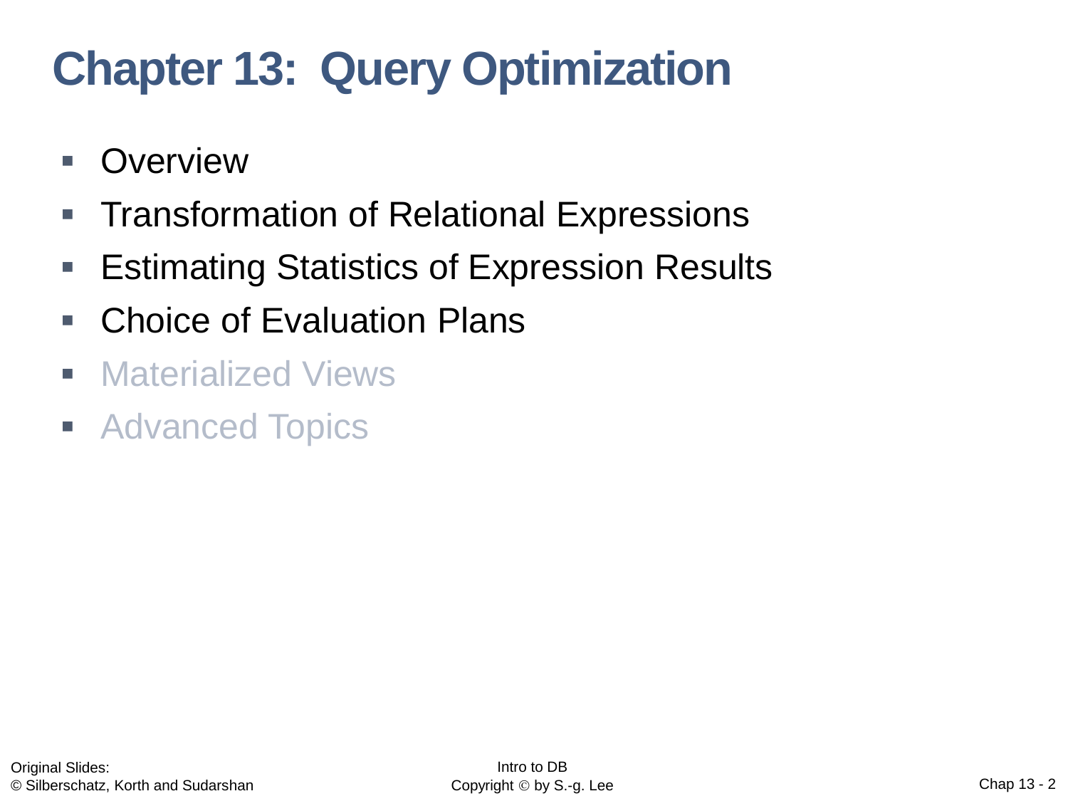# Chapter 13: Query Optimization

- Overview
- Transformation of Relational Expressions
- Estimating Statistics of Expression Results
- Choice of Evaluation Plans
- Materialized Views
- Advanced Topics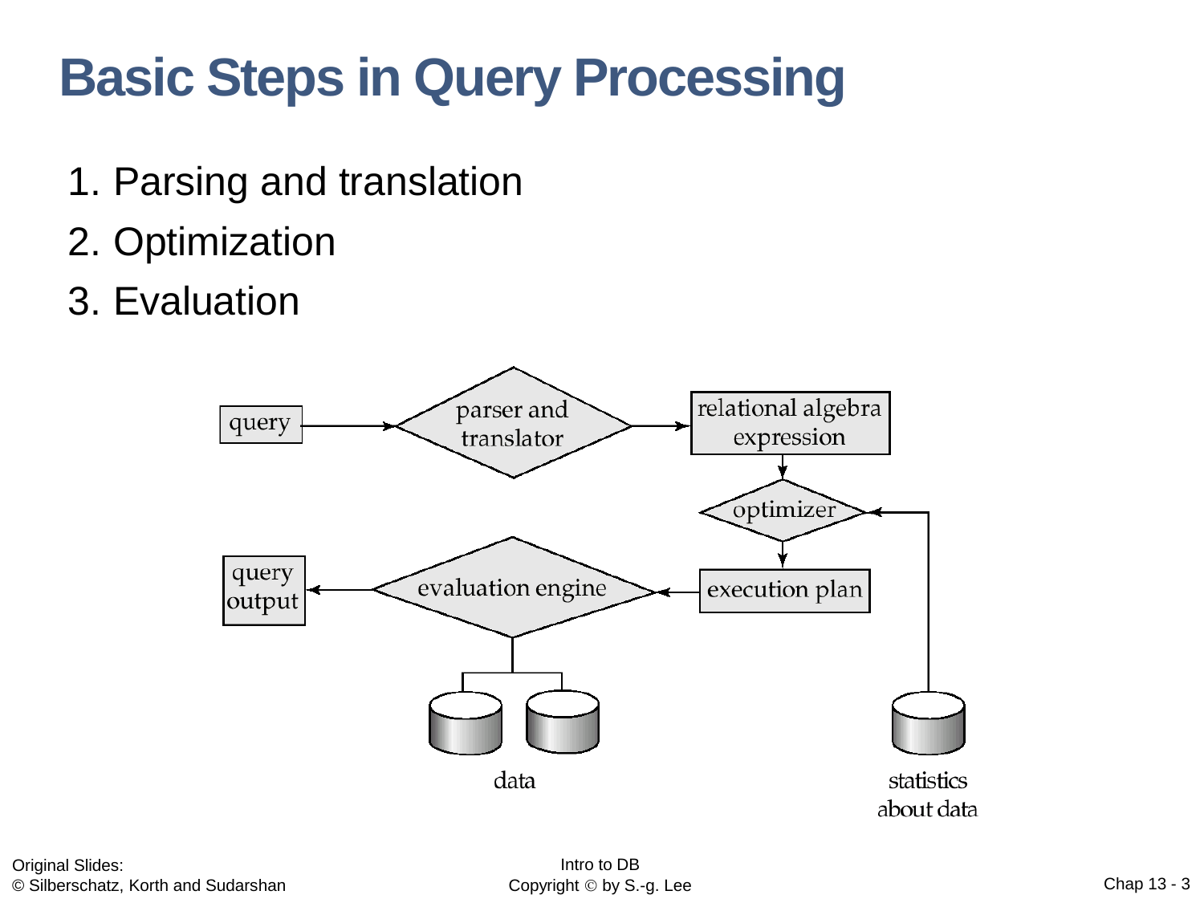# Basic Steps in Query Processing

1. Parsing and translation
2. Optimization
3. Evaluation

query → parser and translator → relational algebra expression → optimizer → execution plan → evaluation engine → query output

statistics about data → optimizer

data → evaluation engine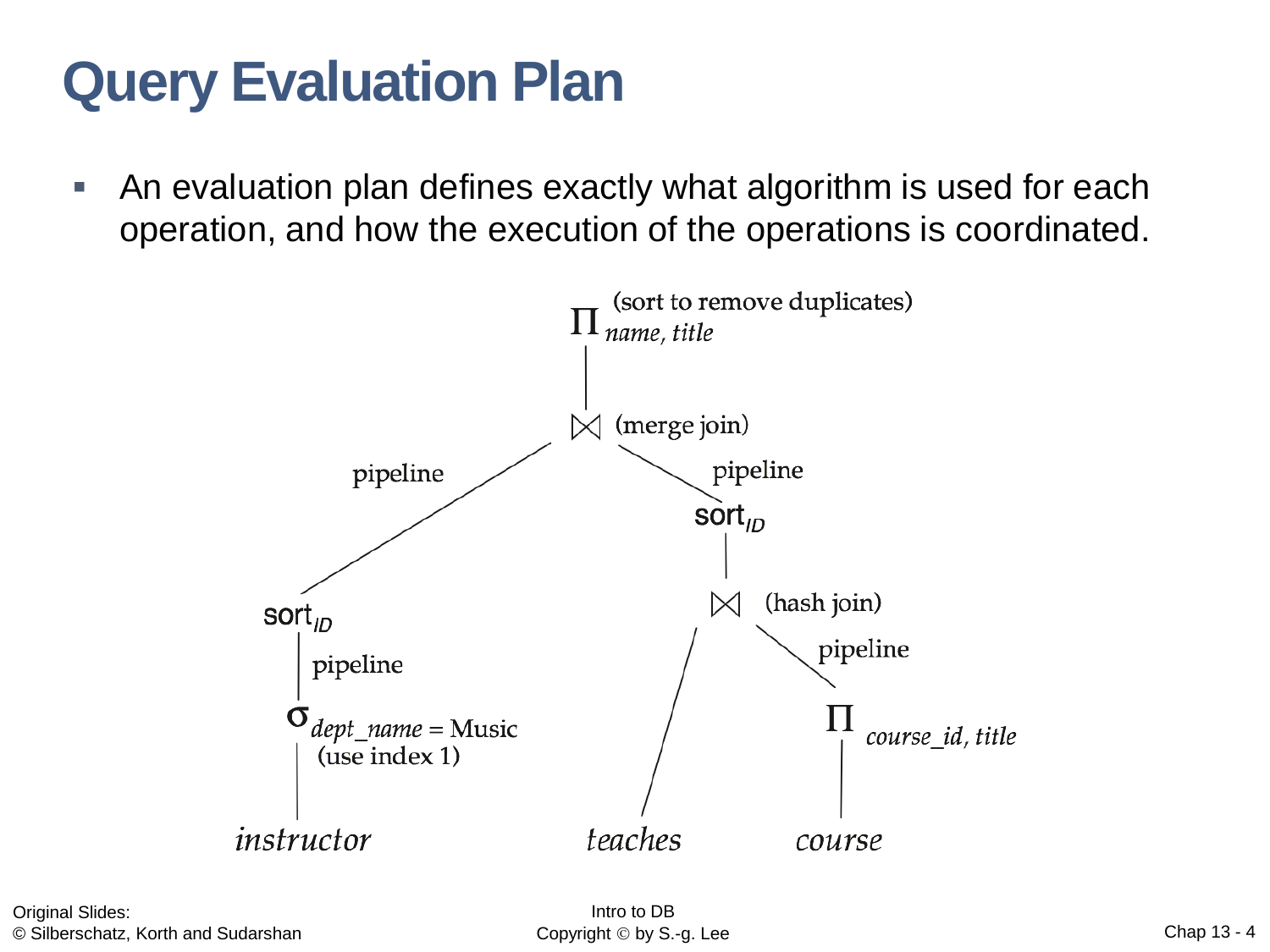# Query Evaluation Plan

- An evaluation plan defines exactly what algorithm is used for each operation, and how the execution of the operations is coordinated.

$\Pi_{name,\ title}$ (sort to remove duplicates)

$\bowtie$ (merge join)

pipeline

pipeline

$sort_{ID}$

$sort_{ID}$

pipeline

$\bowtie$ (hash join)

pipeline

$\sigma_{dept\_name = \text{Music}}$ (use index 1)

$\Pi_{course\_id,\ title}$

*instructor* *teaches* *course*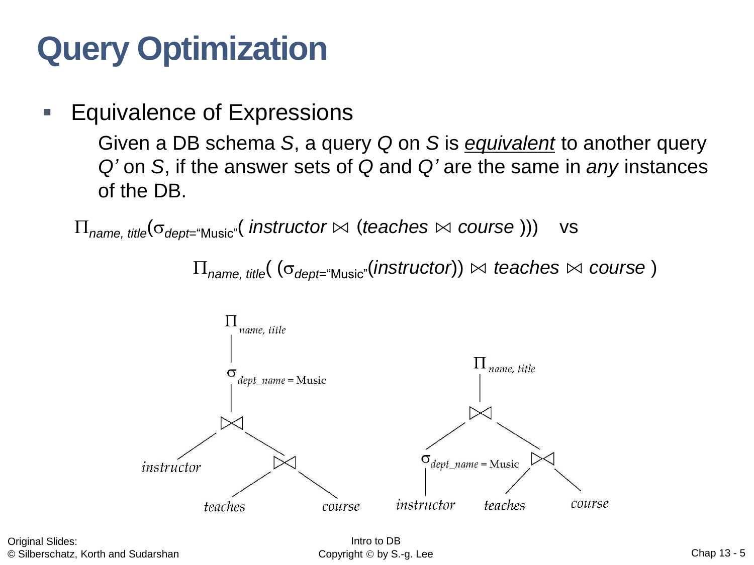# Query Optimization

- Equivalence of Expressions

  Given a DB schema *S*, a query *Q* on *S* is *equivalent* to another query *Q'* on *S*, if the answer sets of *Q* and *Q'* are the same in *any* instances of the DB.

$\Pi_{name,\ title}(\sigma_{dept=\text{"Music"}}(\ instructor \bowtie (teaches \bowtie course\ )))$ vs

$\Pi_{name,\ title}(\ (\sigma_{dept=\text{"Music"}}(instructor)) \bowtie teaches \bowtie course\ )$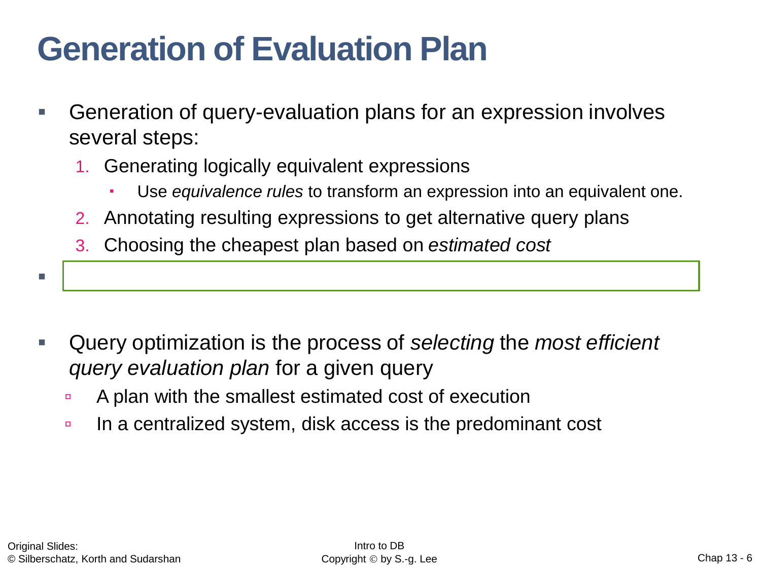# Generation of Evaluation Plan

- Generation of query-evaluation plans for an expression involves several steps:
  1. Generating logically equivalent expressions
     - Use *equivalence rules* to transform an expression into an equivalent one.
  2. Annotating resulting expressions to get alternative query plans
  3. Choosing the cheapest plan based on *estimated cost*
- Query optimization is the process of *selecting* the *most efficient query evaluation plan* for a given query
  - A plan with the smallest estimated cost of execution
  - In a centralized system, disk access is the predominant cost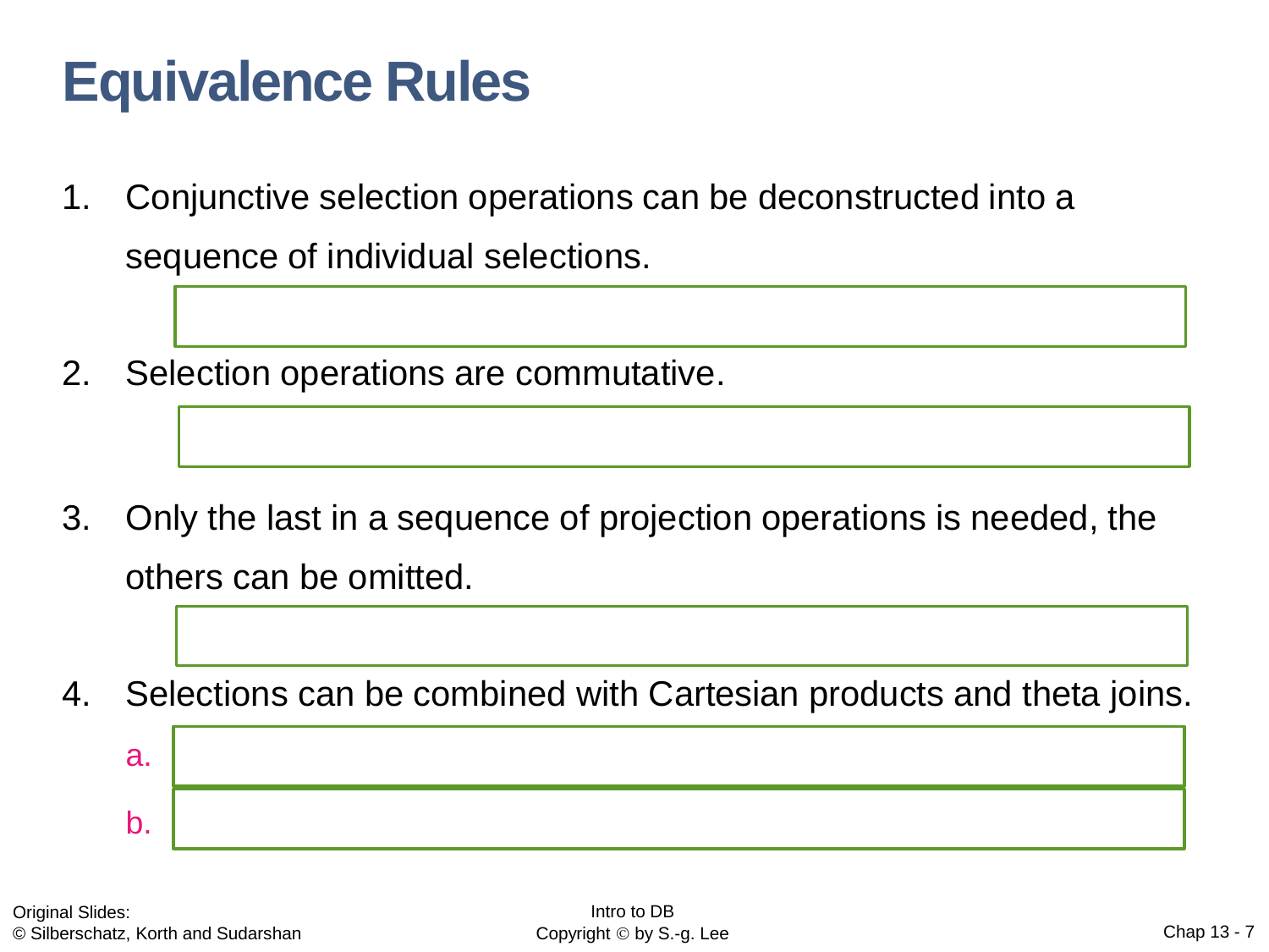# Equivalence Rules

1. Conjunctive selection operations can be deconstructed into a sequence of individual selections.

2. Selection operations are commutative.

3. Only the last in a sequence of projection operations is needed, the others can be omitted.

4. Selections can be combined with Cartesian products and theta joins.

   a.

   b.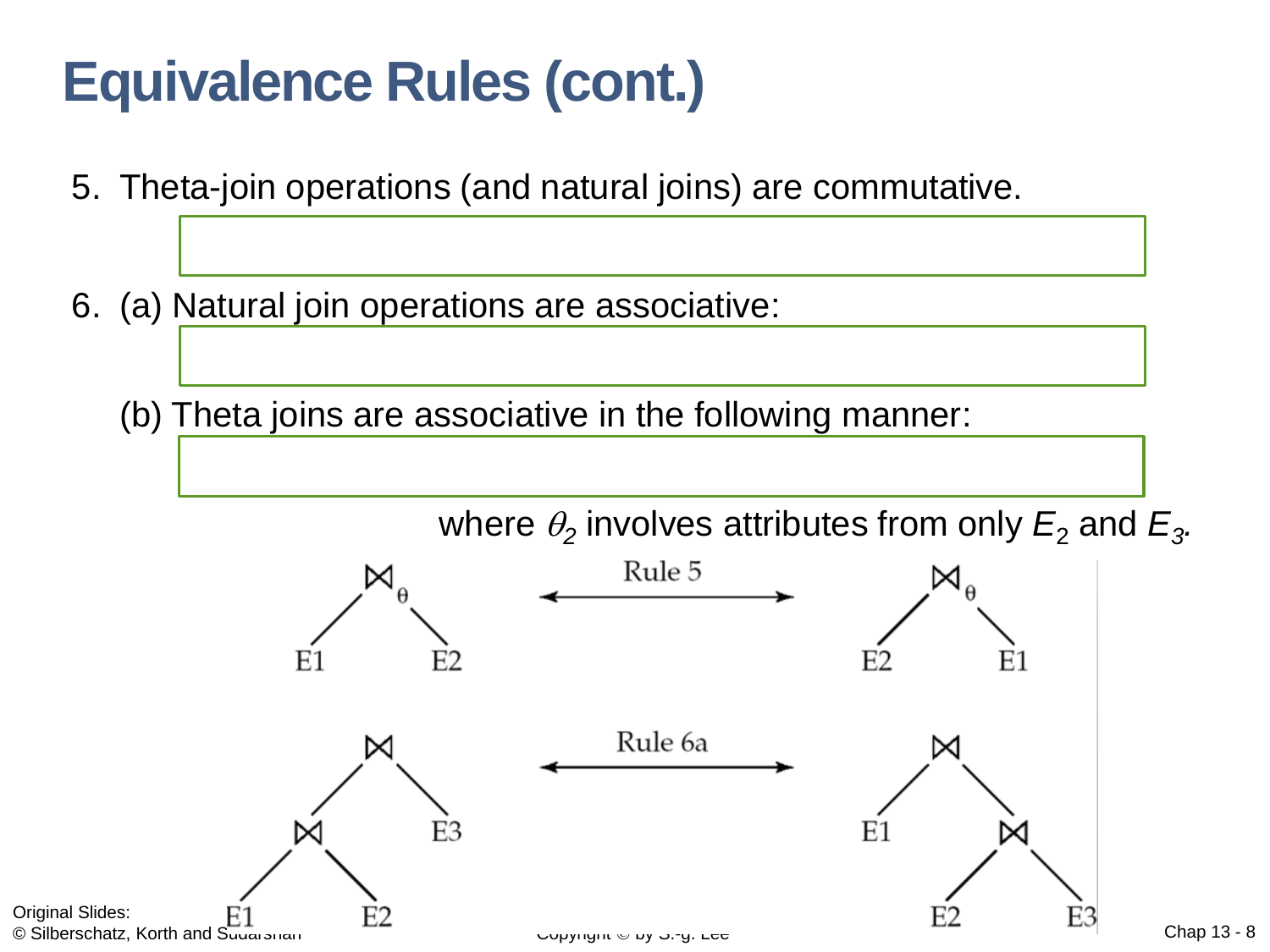# Equivalence Rules (cont.)

5. Theta-join operations (and natural joins) are commutative.

6. (a) Natural join operations are associative:

   (b) Theta joins are associative in the following manner:

where $\theta_2$ involves attributes from only $E_2$ and $E_3$.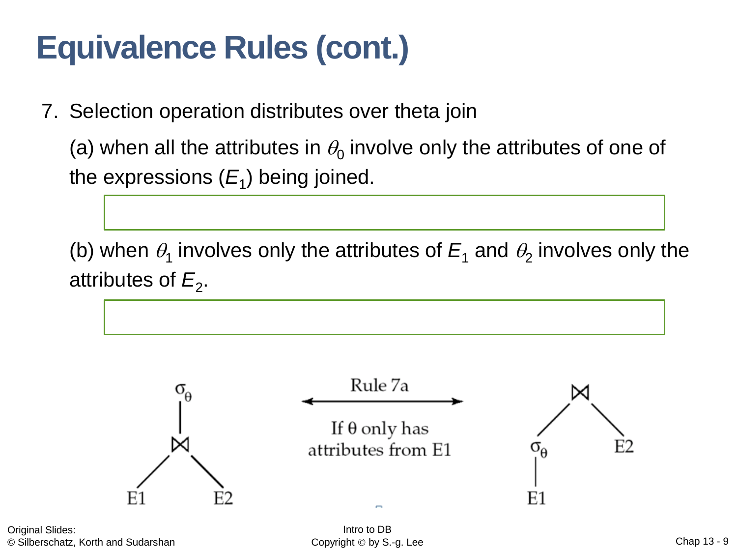# Equivalence Rules (cont.)

7. Selection operation distributes over theta join

   (a) when all the attributes in $\theta_0$ involve only the attributes of one of the expressions ($E_1$) being joined.

   (b) when $\theta_1$ involves only the attributes of $E_1$ and $\theta_2$ involves only the attributes of $E_2$.

Rule 7a

If θ only has attributes from E1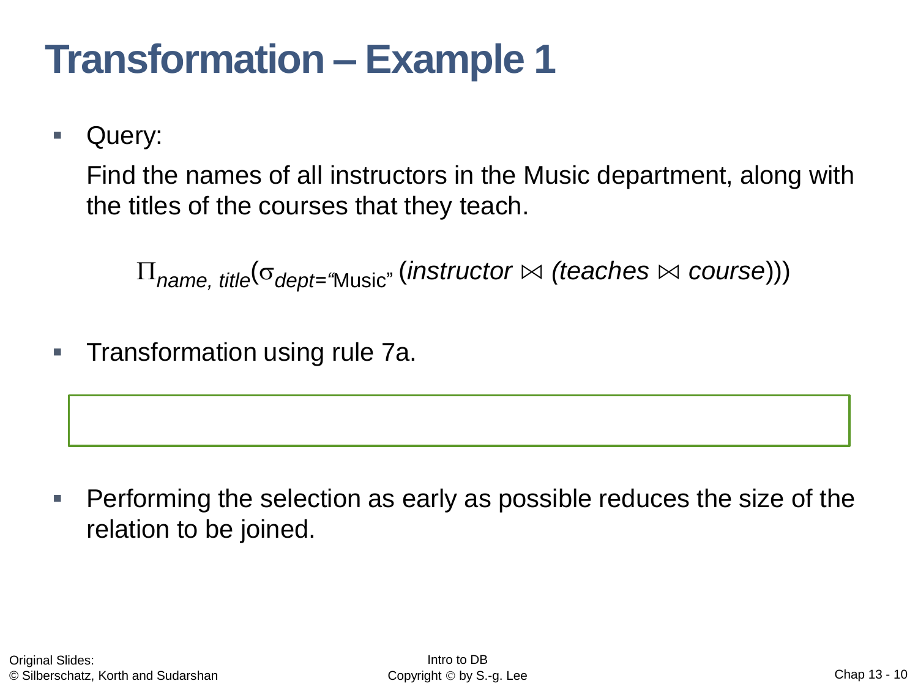# Transformation – Example 1

- Query:

  Find the names of all instructors in the Music department, along with the titles of the courses that they teach.

$$\Pi_{name,\ title}(\sigma_{dept=\text{“Music”}}\ (instructor \bowtie (teaches \bowtie course)))$$

- Transformation using rule 7a.

- Performing the selection as early as possible reduces the size of the relation to be joined.

Original Slides:
© Silberschatz, Korth and Sudarshan

Intro to DB
Copyright © by S.-g. Lee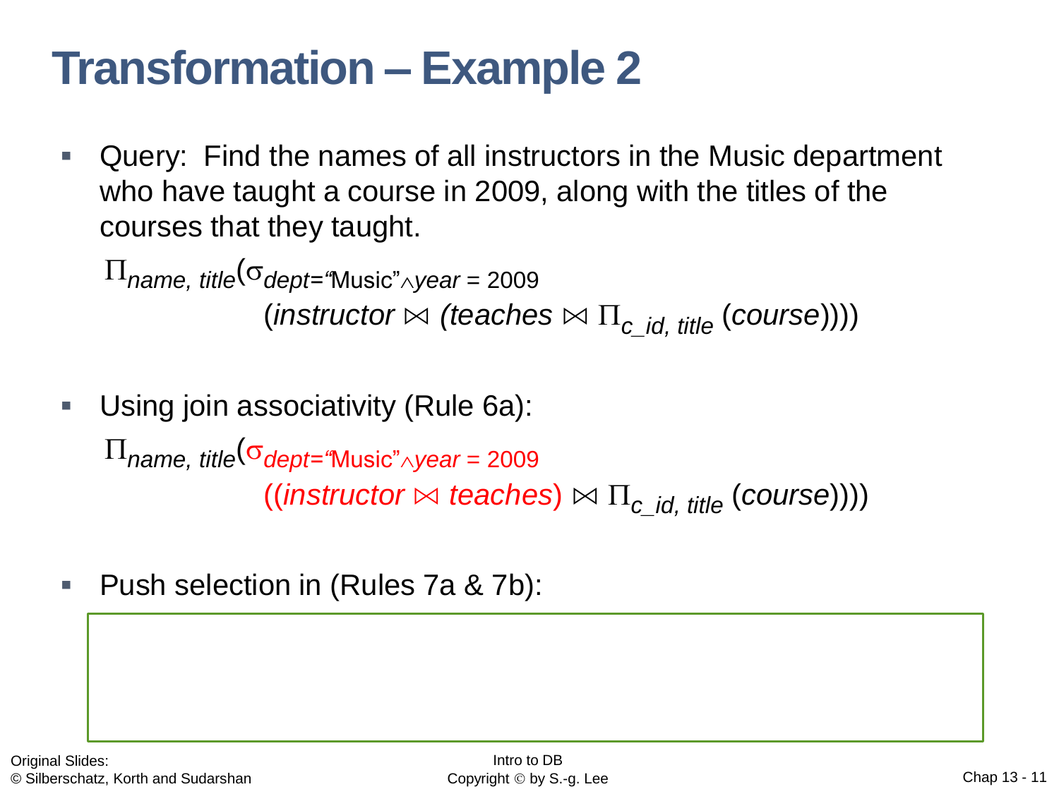# Transformation – Example 2

- Query: Find the names of all instructors in the Music department who have taught a course in 2009, along with the titles of the courses that they taught.

$$\Pi_{name,\ title}(\sigma_{dept=\text{"Music"} \wedge year = 2009}(instructor \bowtie (teaches \bowtie \Pi_{c\_id,\ title}(course))))$$

- Using join associativity (Rule 6a):

$$\Pi_{name,\ title}(\sigma_{dept=\text{"Music"} \wedge year = 2009}((instructor \bowtie teaches) \bowtie \Pi_{c\_id,\ title}(course)))$$

- Push selection in (Rules 7a & 7b):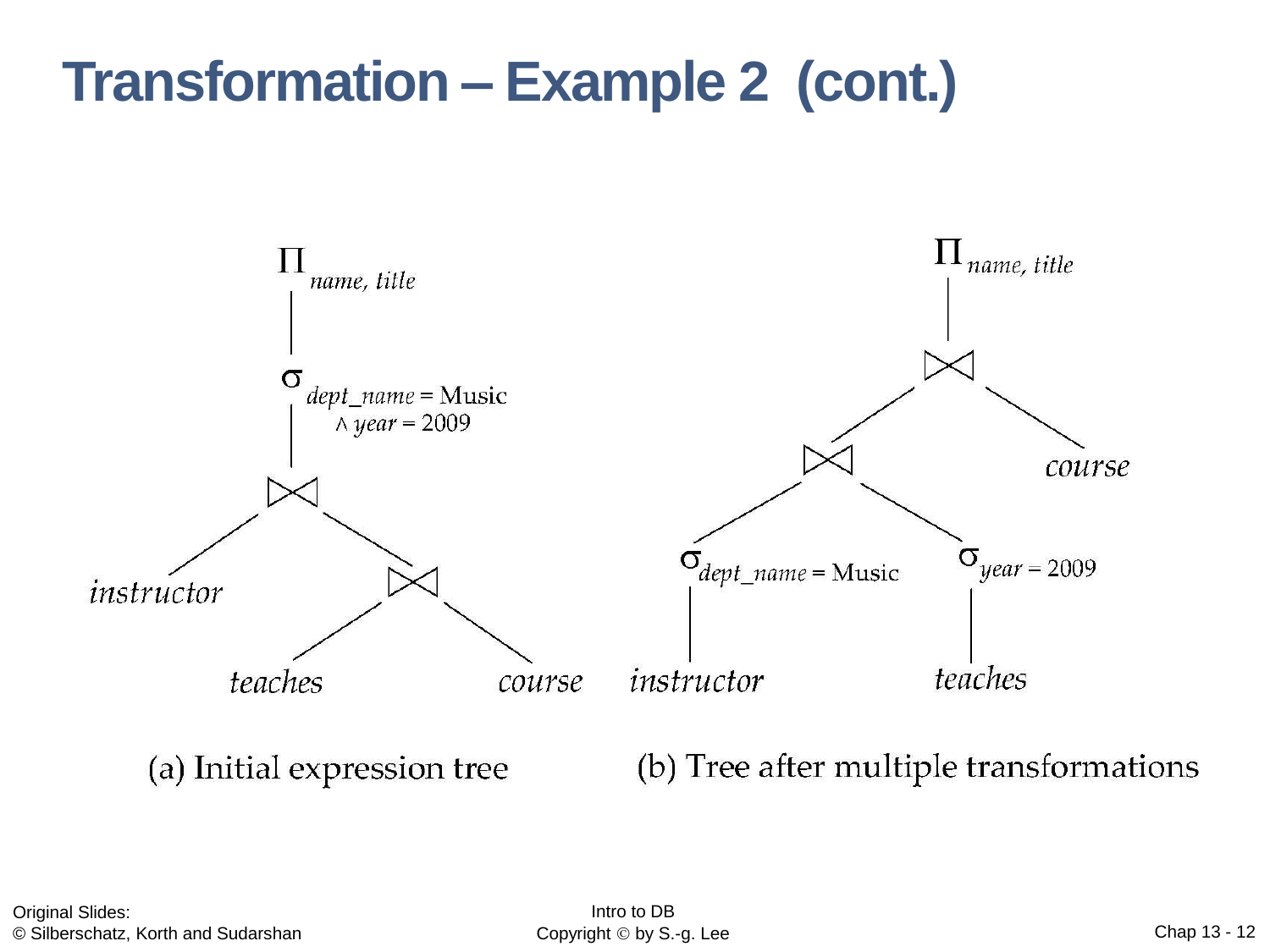# Transformation – Example 2 (cont.)

$\Pi_{name, title}$

$\sigma_{dept\_name = \text{Music} \wedge year = 2009}$

$\bowtie$

*instructor*

$\bowtie$

*teaches* *course*

(a) Initial expression tree

$\Pi_{name, title}$

$\bowtie$

$\bowtie$ *course*

$\sigma_{dept\_name = \text{Music}}$ $\sigma_{year = 2009}$

*instructor* *teaches*

(b) Tree after multiple transformations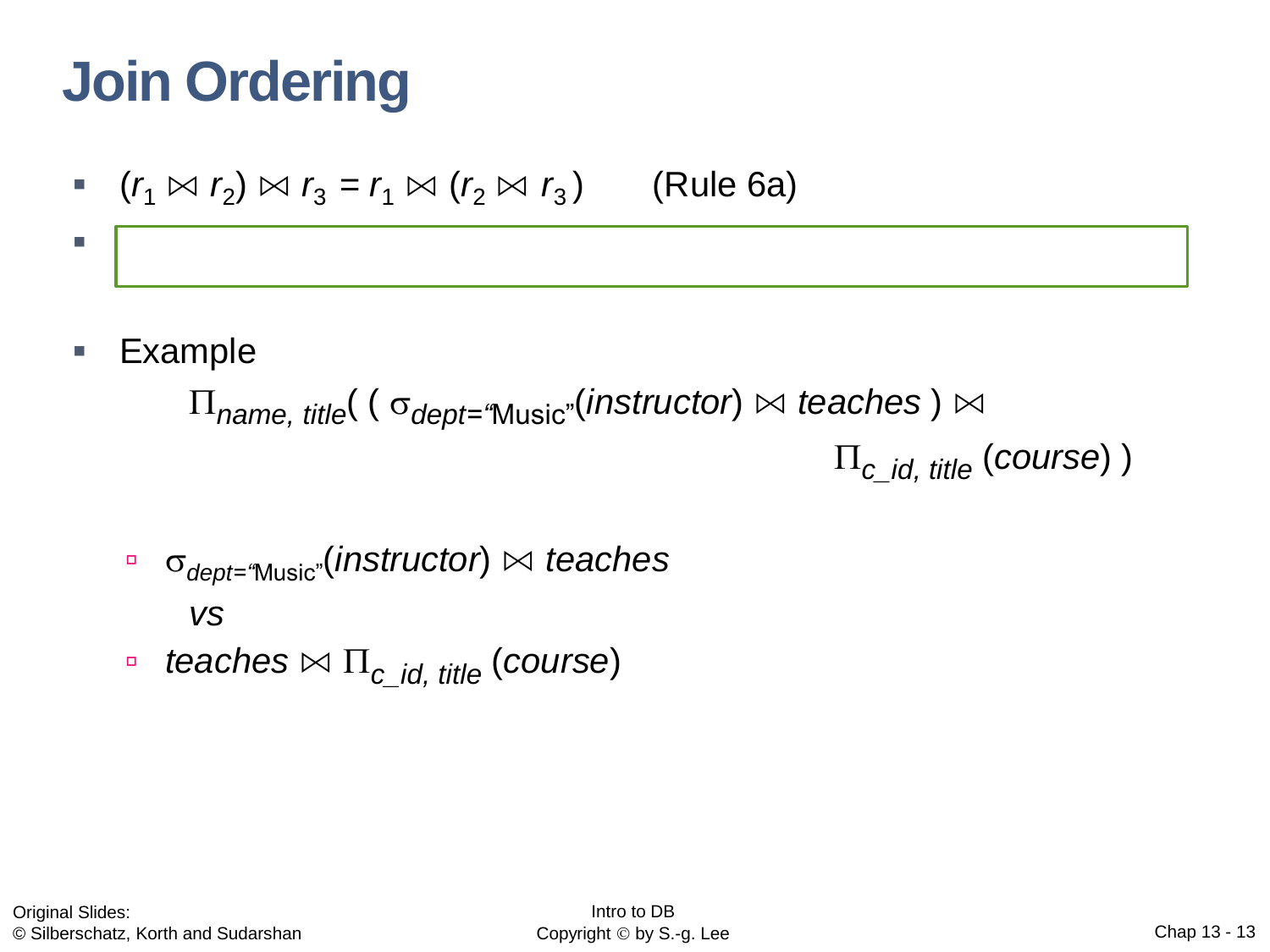# Join Ordering

- $(r_1 \bowtie r_2) \bowtie r_3 = r_1 \bowtie (r_2 \bowtie r_3)$ (Rule 6a)
-
- Example

$$\Pi_{name,\ title}(\ (\ \sigma_{dept=\text{“Music”}}(instructor) \bowtie teaches\ ) \bowtie \Pi_{c\_id,\ title}\ (course)\ )$$

  - $\sigma_{dept=\text{“Music”}}(instructor) \bowtie teaches$

    *vs*

  - $teaches \bowtie \Pi_{c\_id,\ title}\ (course)$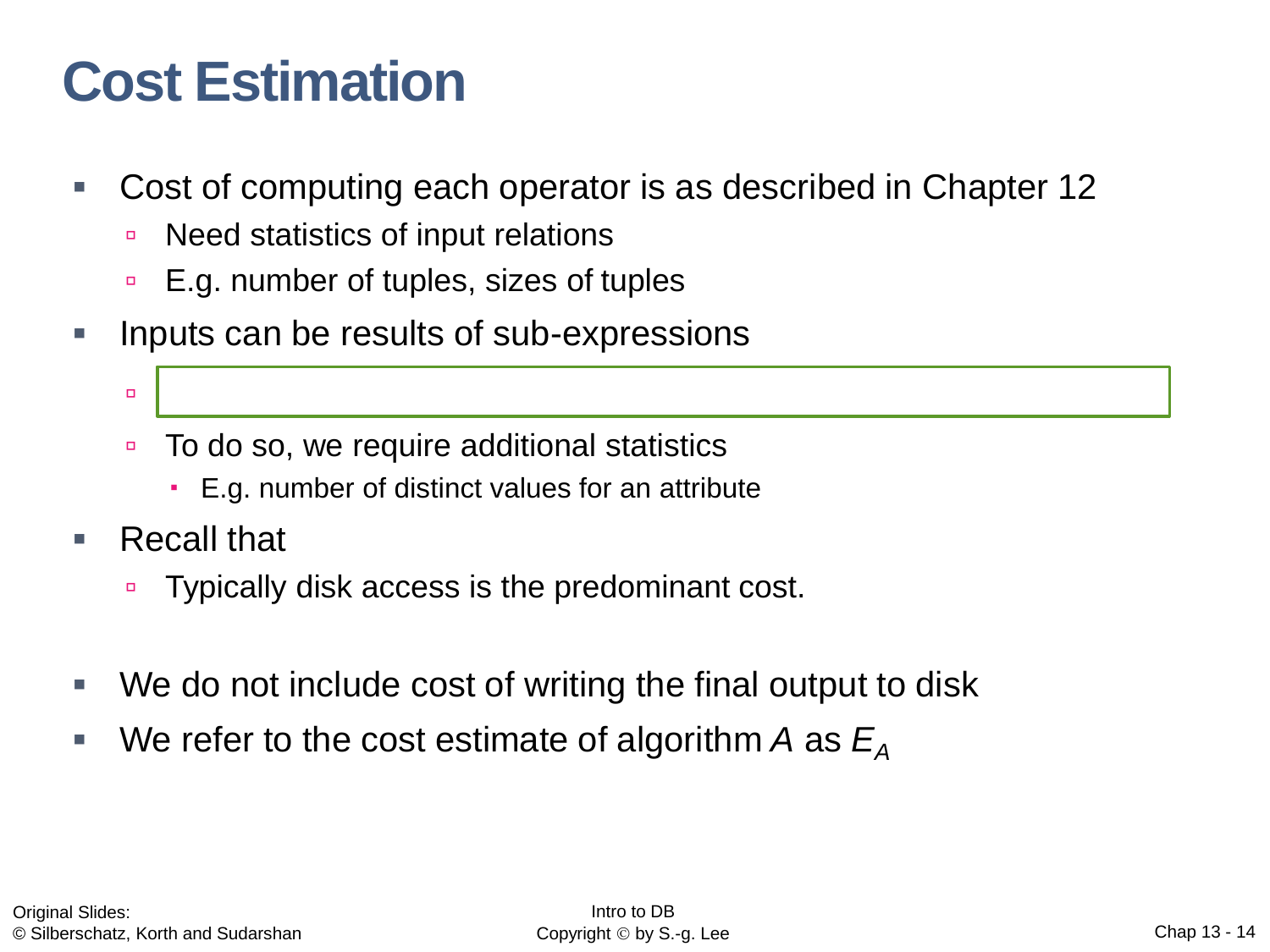# Cost Estimation

- Cost of computing each operator is as described in Chapter 12
  - Need statistics of input relations
  - E.g. number of tuples, sizes of tuples
- Inputs can be results of sub-expressions
  - 
  - To do so, we require additional statistics
    - E.g. number of distinct values for an attribute
- Recall that
  - Typically disk access is the predominant cost.
- We do not include cost of writing the final output to disk
- We refer to the cost estimate of algorithm *A* as $E_A$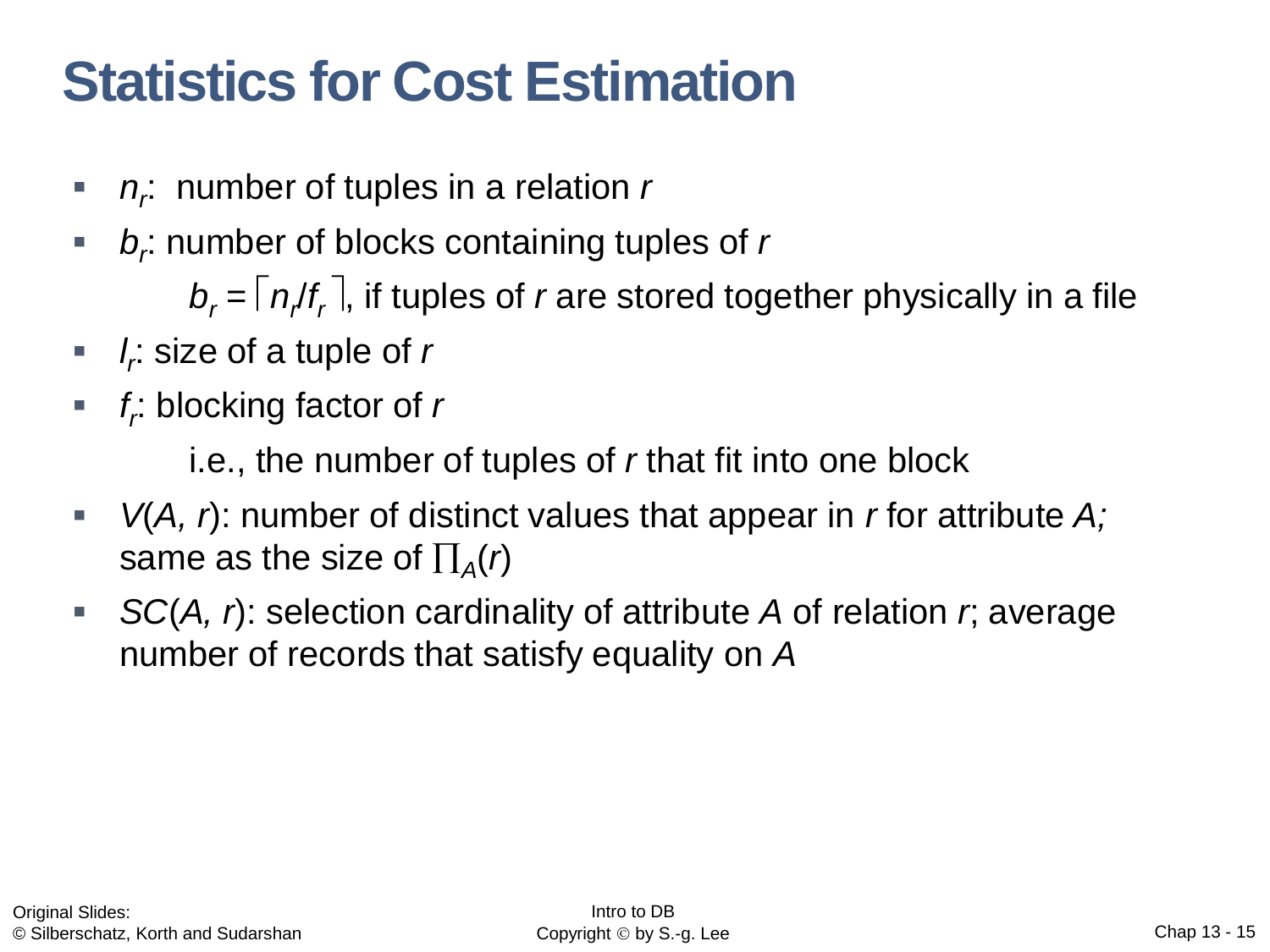# Statistics for Cost Estimation

- $n_r$: number of tuples in a relation *r*
- $b_r$: number of blocks containing tuples of *r*

  $b_r = \lceil n_r / f_r \rceil$, if tuples of *r* are stored together physically in a file
- $l_r$: size of a tuple of *r*
- $f_r$: blocking factor of *r*

  i.e., the number of tuples of *r* that fit into one block
- $V(A, r)$: number of distinct values that appear in *r* for attribute *A;* same as the size of $\prod_A(r)$
- $SC(A, r)$: selection cardinality of attribute *A* of relation *r*; average number of records that satisfy equality on *A*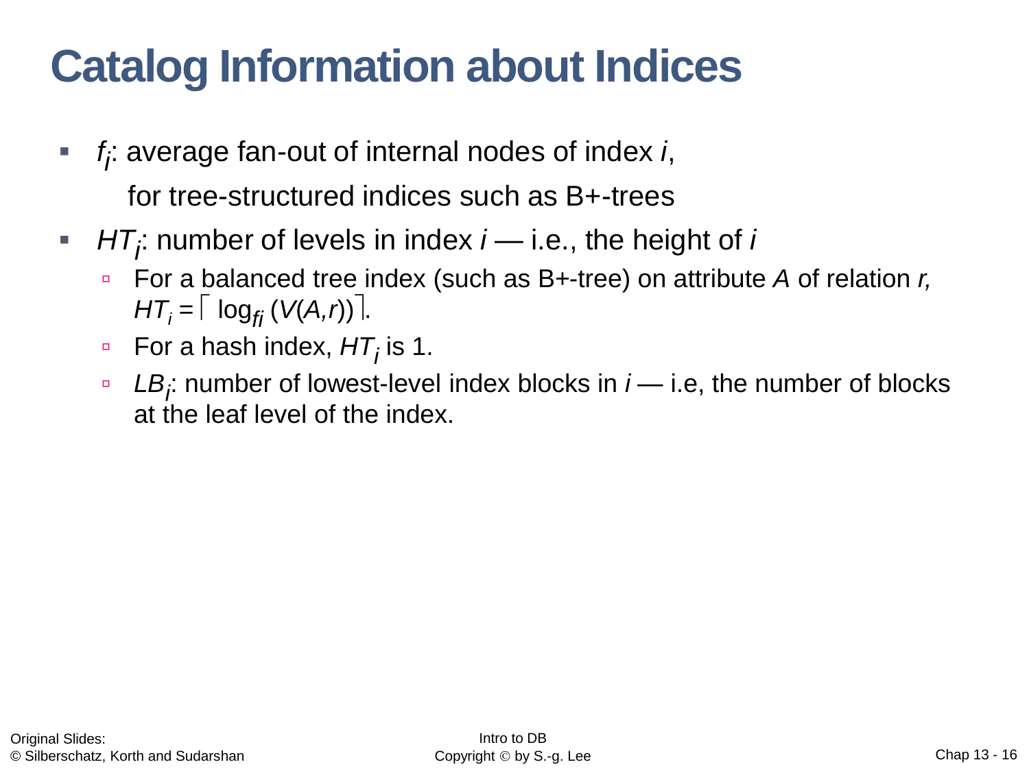# Catalog Information about Indices

- $f_i$: average fan-out of internal nodes of index *i*,

  for tree-structured indices such as B+-trees

- $HT_i$: number of levels in index *i* — i.e., the height of *i*
  - For a balanced tree index (such as B+-tree) on attribute *A* of relation *r*, $HT_i = \lceil \log_{f_i}(V(A,r)) \rceil$.
  - For a hash index, $HT_i$ is 1.
  - $LB_i$: number of lowest-level index blocks in *i* — i.e, the number of blocks at the leaf level of the index.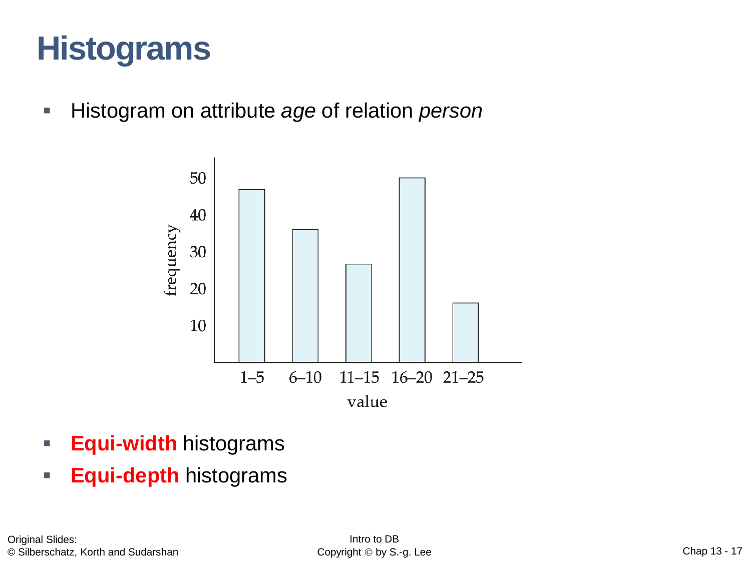# Histograms

- Histogram on attribute *age* of relation *person*

- **Equi-width** histograms
- **Equi-depth** histograms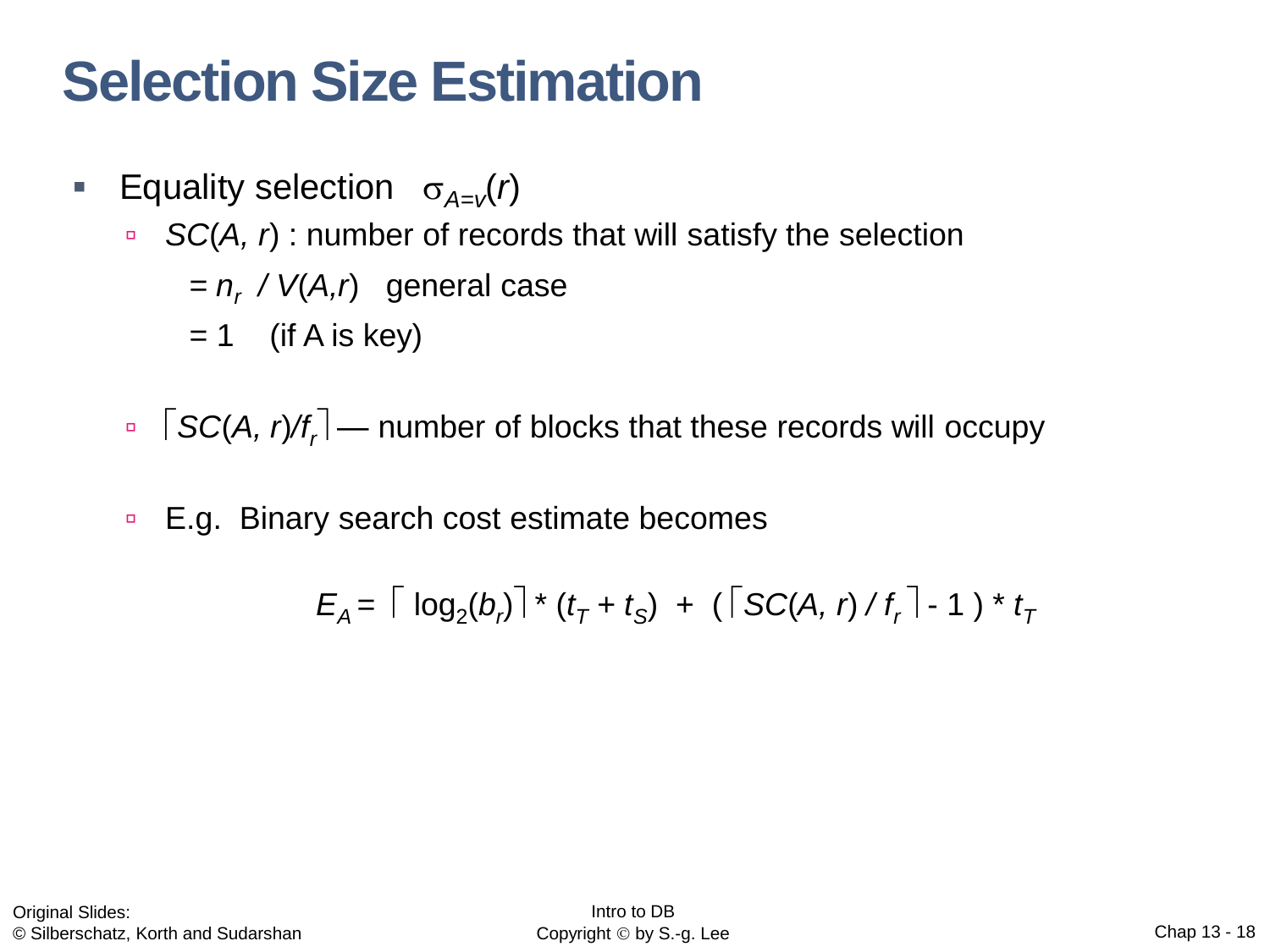# Selection Size Estimation

- Equality selection $\sigma_{A=v}(r)$
  - $SC(A, r)$ : number of records that will satisfy the selection
    - $= n_r \,/\, V(A,r)$   general case
    - $= 1$   (if A is key)
  - $\lceil SC(A, r)/f_r \rceil$ — number of blocks that these records will occupy
  - E.g. Binary search cost estimate becomes

$$E_A = \lceil \log_2(b_r) \rceil * (t_T + t_S) \;+\; (\lceil SC(A, r) \,/\, f_r \rceil - 1) * t_T$$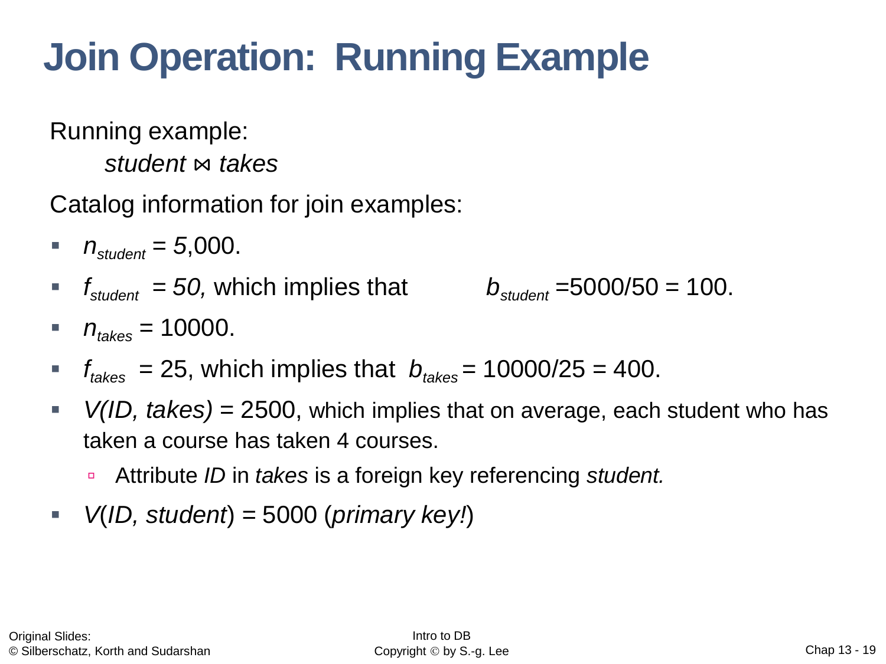# Join Operation: Running Example

Running example:

*student* ⋈ *takes*

Catalog information for join examples:

- $n_{student}$ = 5,000.
- $f_{student}$ = *50,* which implies that $b_{student}$ =5000/50 = 100.
- $n_{takes}$ = 10000.
- $f_{takes}$ = 25, which implies that $b_{takes}$ = 10000/25 = 400.
- *V(ID, takes)* = 2500, which implies that on average, each student who has taken a course has taken 4 courses.
  - Attribute *ID* in *takes* is a foreign key referencing *student.*
- *V*(*ID, student*) = 5000 (*primary key!*)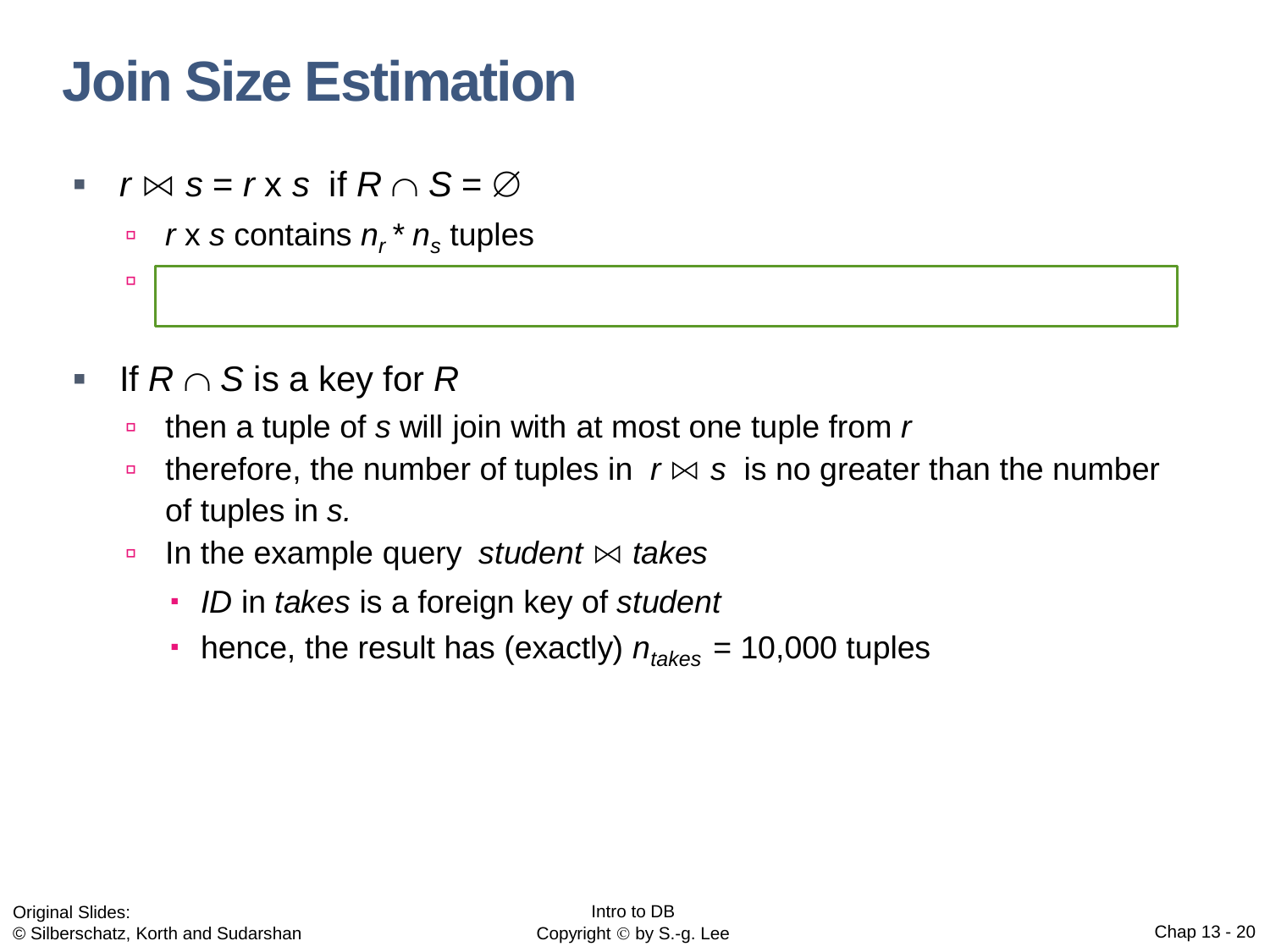# Join Size Estimation

- $r \bowtie s = r \times s$ if $R \cap S = \varnothing$
  - $r \times s$ contains $n_r * n_s$ tuples
  - 
- If $R \cap S$ is a key for $R$
  - then a tuple of $s$ will join with at most one tuple from $r$
  - therefore, the number of tuples in $r \bowtie s$ is no greater than the number of tuples in $s$.
  - In the example query *student* $\bowtie$ *takes*
    - *ID* in *takes* is a foreign key of *student*
    - hence, the result has (exactly) $n_{takes}$ = 10,000 tuples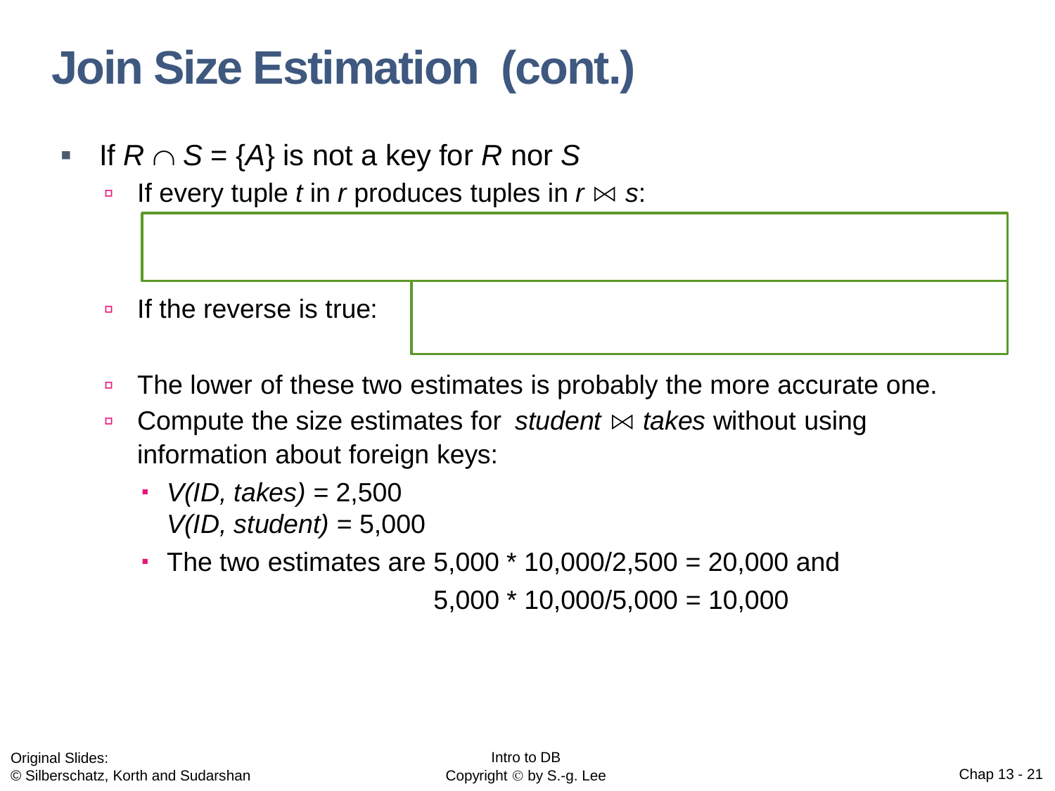# Join Size Estimation (cont.)

- If $R \cap S = \{A\}$ is not a key for $R$ nor $S$
  - If every tuple $t$ in $r$ produces tuples in $r \bowtie s$:
  - If the reverse is true:
  - The lower of these two estimates is probably the more accurate one.
  - Compute the size estimates for *student* $\bowtie$ *takes* without using information about foreign keys:
    - *V(ID, takes)* = 2,500  
      *V(ID, student)* = 5,000
    - The two estimates are 5,000 * 10,000/2,500 = 20,000 and  
      5,000 * 10,000/5,000 = 10,000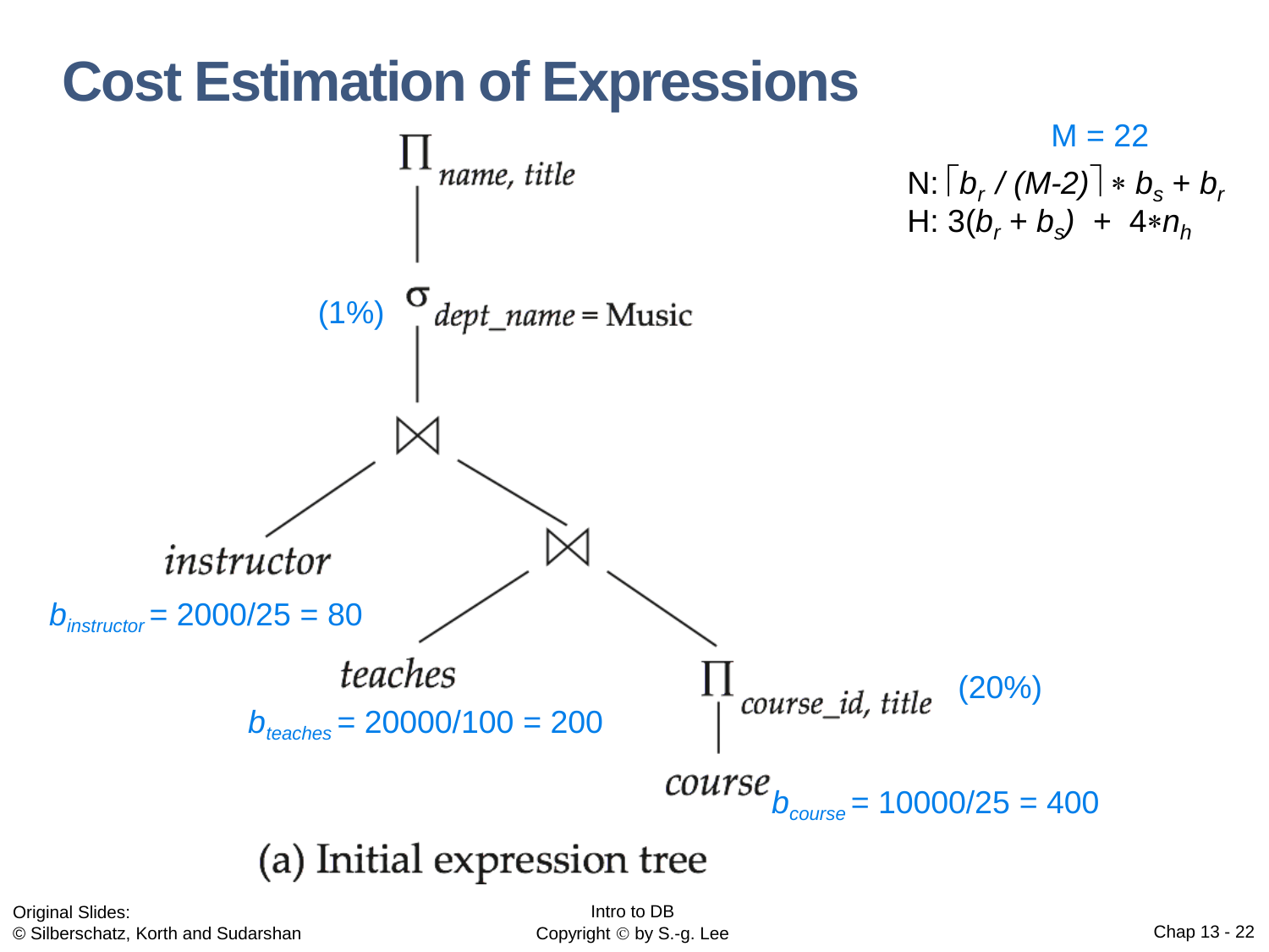# Cost Estimation of Expressions

M = 22

N: $\lceil b_r / (M-2) \rceil * b_s + b_r$

H: $3(b_r + b_s) + 4*n_h$

$\Pi_{name,\ title}$

(1%) $\sigma_{dept\_name = \text{Music}}$

$\bowtie$

*instructor*

$b_{instructor} = 2000/25 = 80$

$\bowtie$

*teaches*

$b_{teaches} = 20000/100 = 200$

$\Pi_{course\_id,\ title}$ (20%)

*course*

$b_{course} = 10000/25 = 400$

(a) Initial expression tree

Original Slides:
© Silberschatz, Korth and Sudarshan

Intro to DB
Copyright © by S.-g. Lee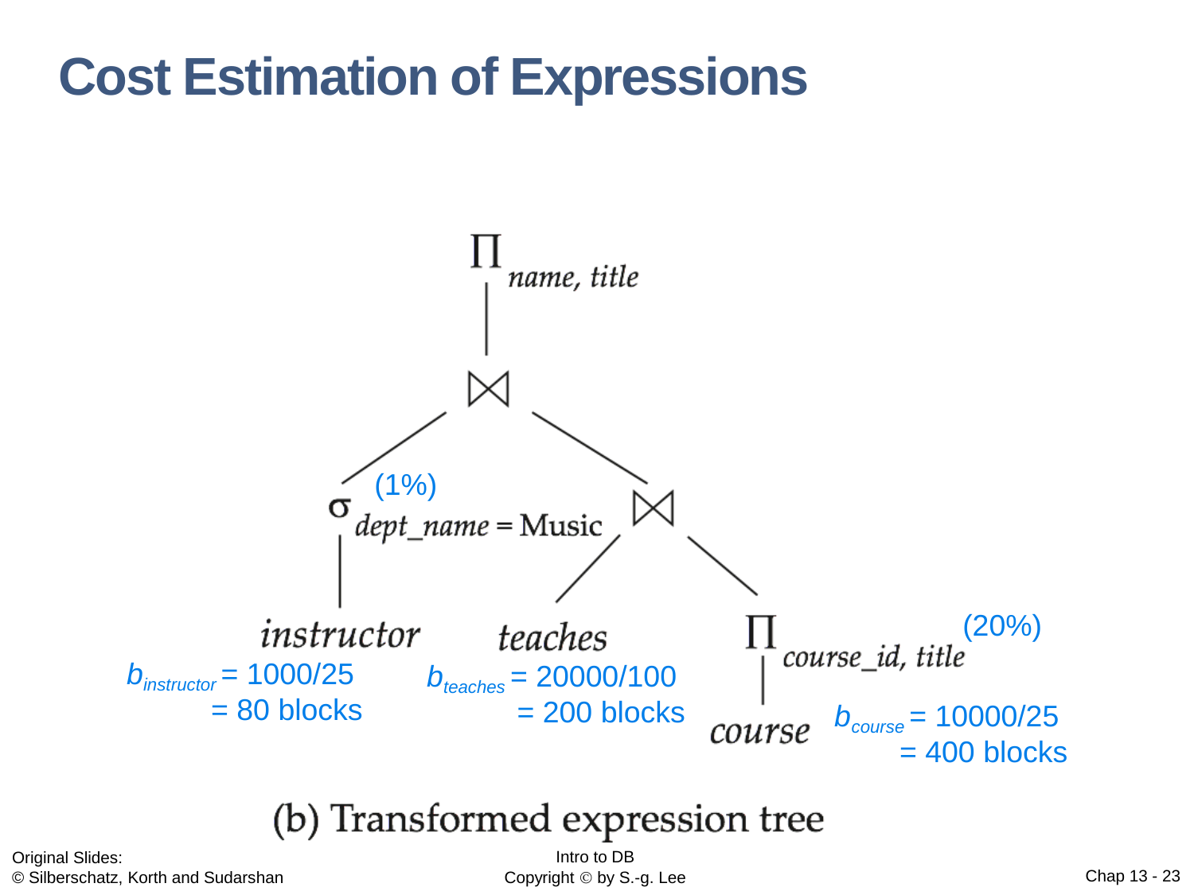# Cost Estimation of Expressions

$\Pi_{name,\ title}$

$\bowtie$

$\sigma_{dept\_name = \text{Music}}$ (1%)

$\bowtie$

*instructor*

$b_{instructor} = 1000/25$
$= 80$ blocks

*teaches*

$b_{teaches} = 20000/100$
$= 200$ blocks

$\Pi_{course\_id,\ title}$ (20%)

*course*

$b_{course} = 10000/25$
$= 400$ blocks

(b) Transformed expression tree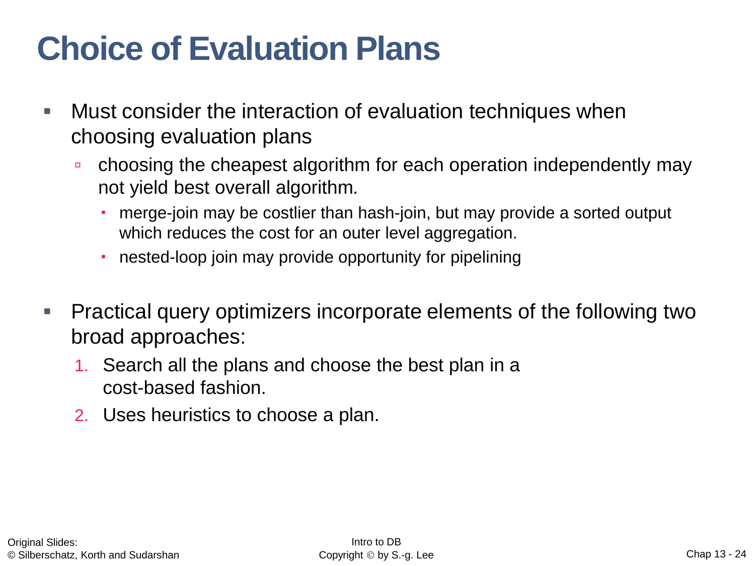# Choice of Evaluation Plans

- Must consider the interaction of evaluation techniques when choosing evaluation plans
  - choosing the cheapest algorithm for each operation independently may not yield best overall algorithm.
    - merge-join may be costlier than hash-join, but may provide a sorted output which reduces the cost for an outer level aggregation.
    - nested-loop join may provide opportunity for pipelining

- Practical query optimizers incorporate elements of the following two broad approaches:
  1. Search all the plans and choose the best plan in a cost-based fashion.
  2. Uses heuristics to choose a plan.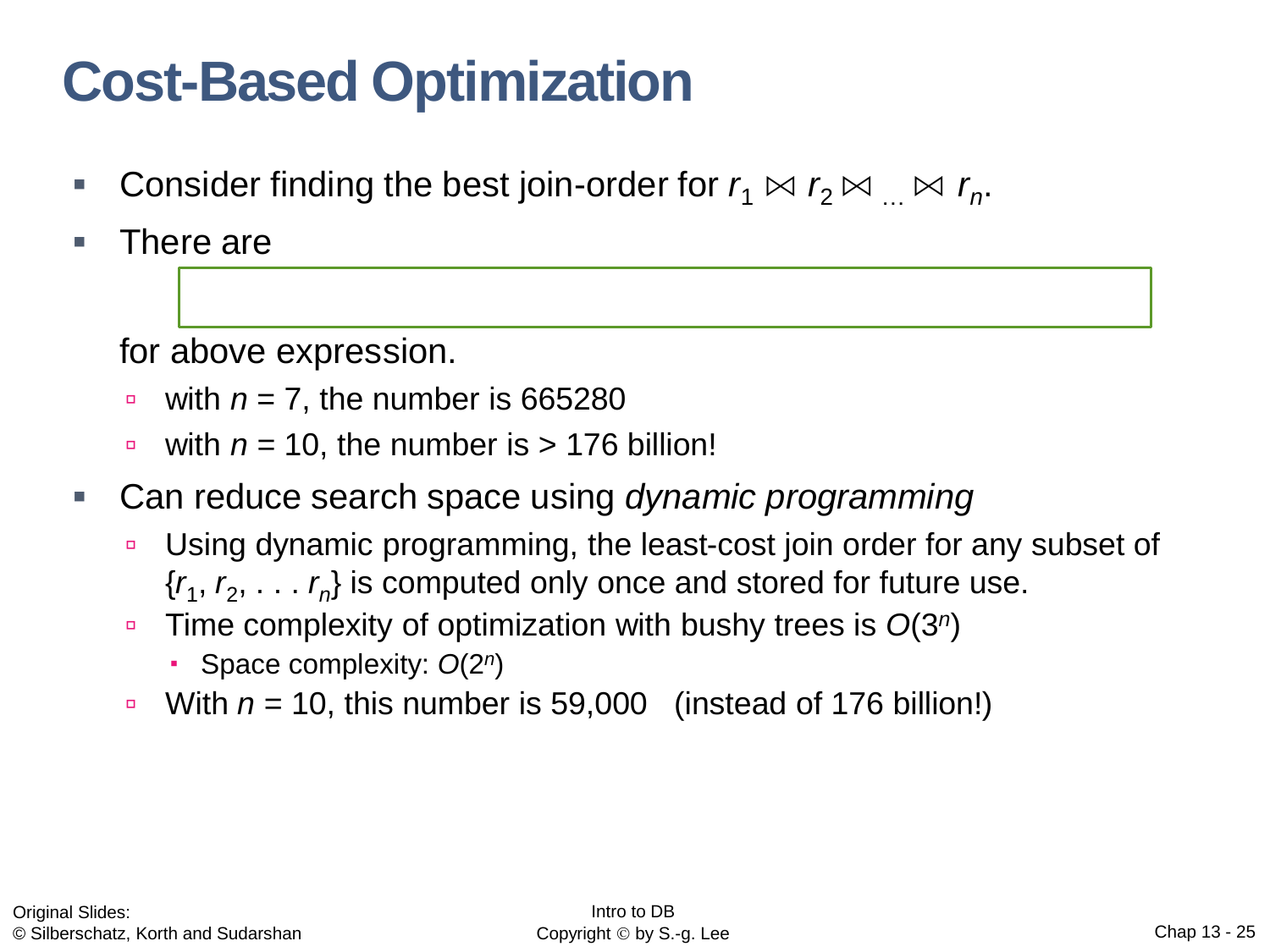# Cost-Based Optimization

- Consider finding the best join-order for $r_1 \bowtie r_2 \bowtie \ldots \bowtie r_n$.
- There are

  for above expression.
  - with $n = 7$, the number is 665280
  - with $n = 10$, the number is > 176 billion!
- Can reduce search space using *dynamic programming*
  - Using dynamic programming, the least-cost join order for any subset of $\{r_1, r_2, \ldots r_n\}$ is computed only once and stored for future use.
  - Time complexity of optimization with bushy trees is $O(3^n)$
    - Space complexity: $O(2^n)$
  - With $n = 10$, this number is 59,000 (instead of 176 billion!)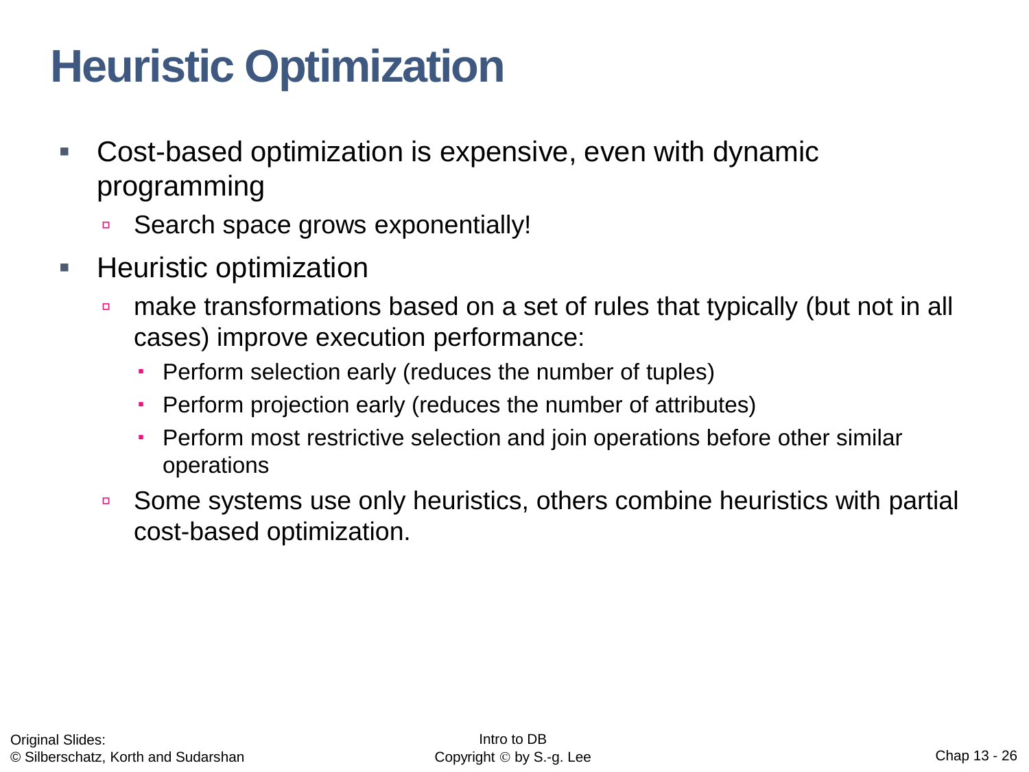# Heuristic Optimization

- Cost-based optimization is expensive, even with dynamic programming
  - Search space grows exponentially!
- Heuristic optimization
  - make transformations based on a set of rules that typically (but not in all cases) improve execution performance:
    - Perform selection early (reduces the number of tuples)
    - Perform projection early (reduces the number of attributes)
    - Perform most restrictive selection and join operations before other similar operations
  - Some systems use only heuristics, others combine heuristics with partial cost-based optimization.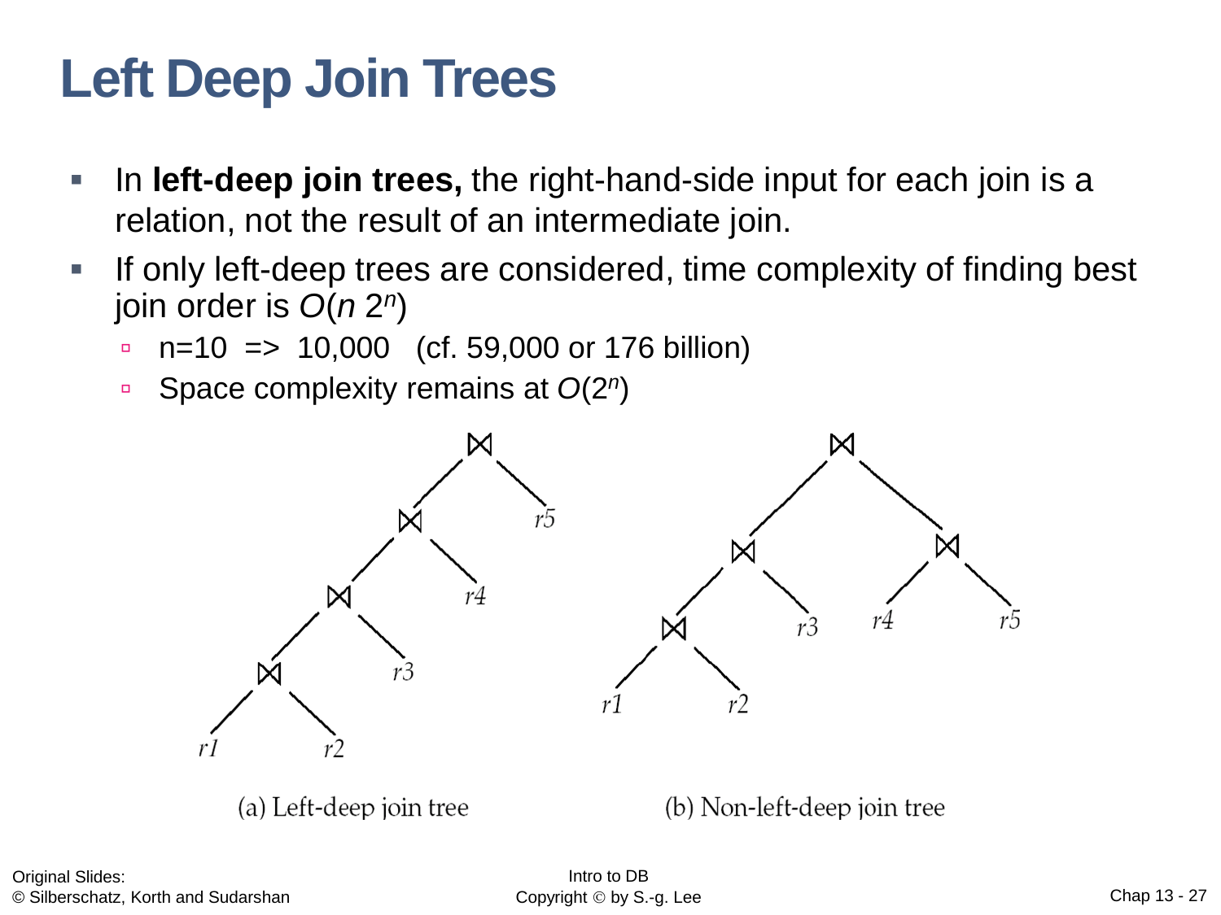# Left Deep Join Trees

- In **left-deep join trees,** the right-hand-side input for each join is a relation, not the result of an intermediate join.
- If only left-deep trees are considered, time complexity of finding best join order is $O(n\ 2^n)$
  - n=10 => 10,000 (cf. 59,000 or 176 billion)
  - Space complexity remains at $O(2^n)$

(a) Left-deep join tree

(b) Non-left-deep join tree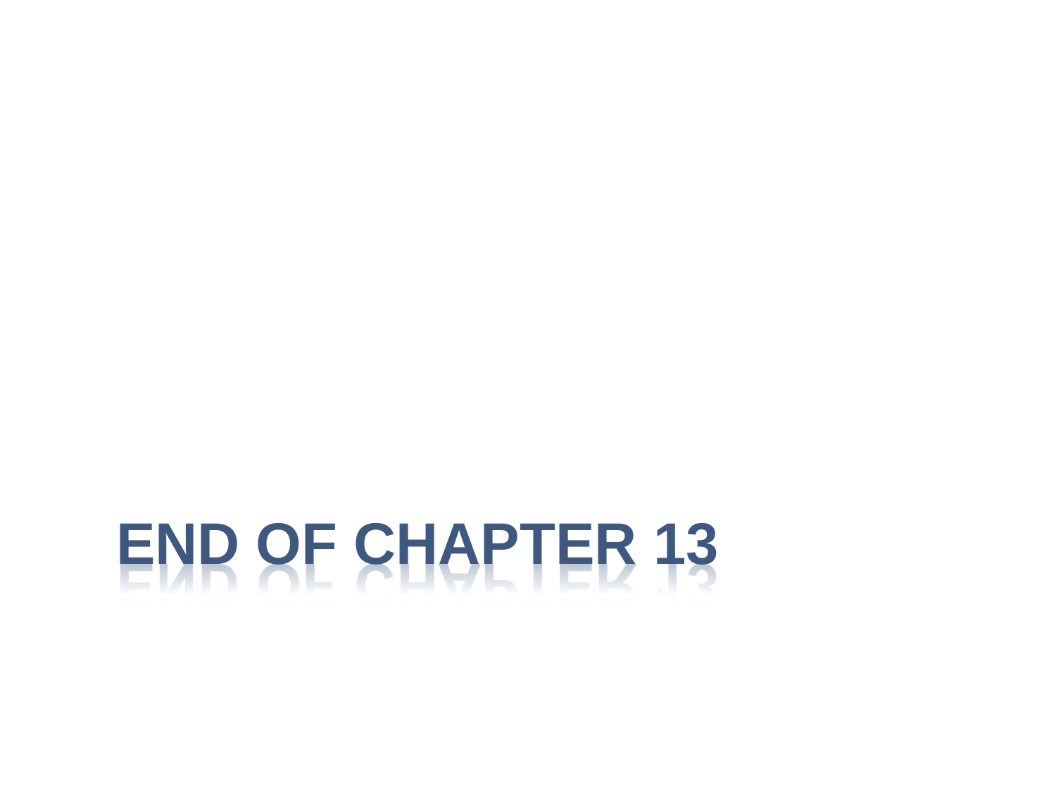# END OF CHAPTER 13